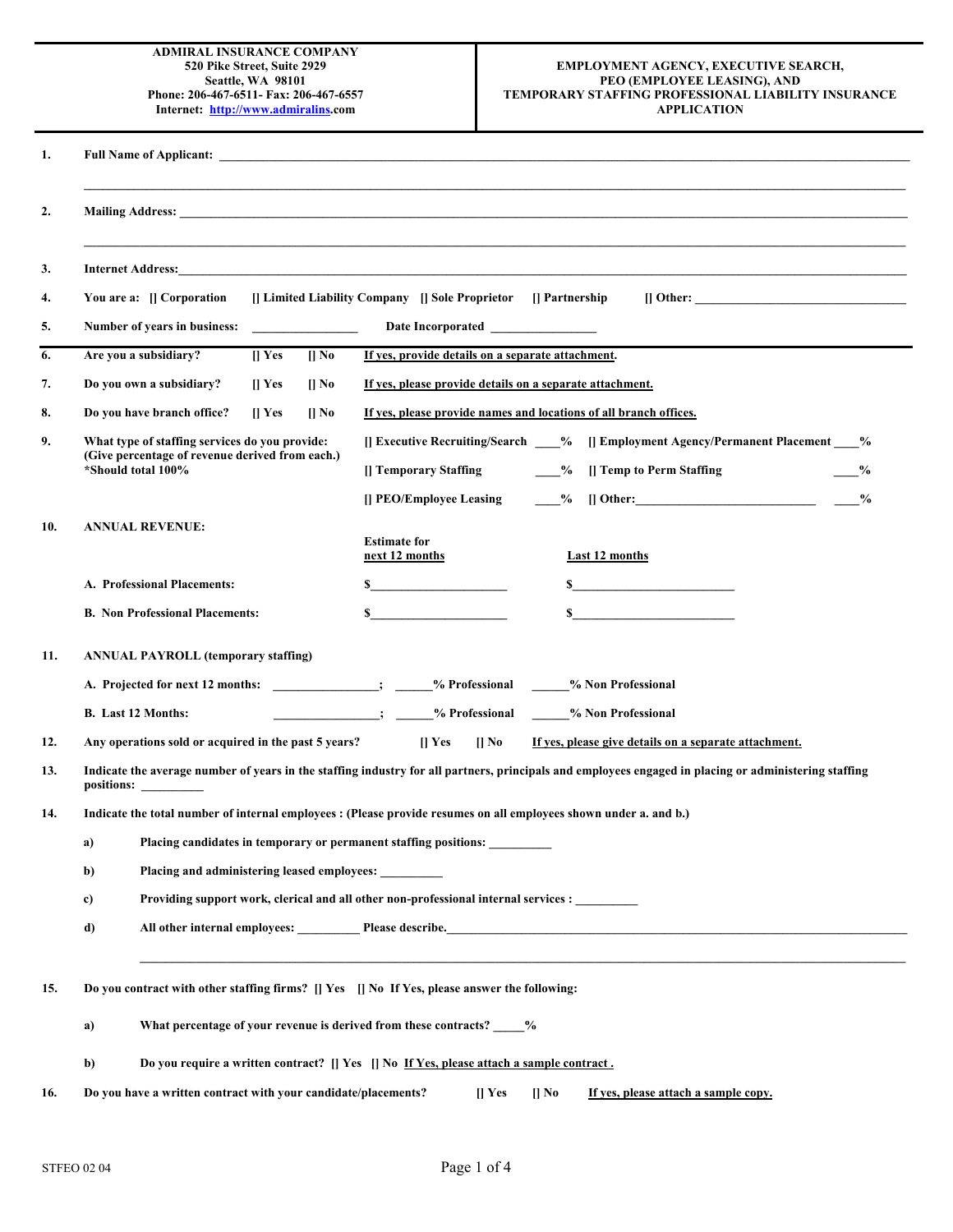| | |
|---|---|
| **ADMIRAL INSURANCE COMPANY**<br>**520 Pike Street, Suite 2929**<br>**Seattle, WA 98101**<br>**Phone: 206-467-6511- Fax: 206-467-6557**<br>**Internet: http://www.admiralins.com** | **EMPLOYMENT AGENCY, EXECUTIVE SEARCH, PEO (EMPLOYEE LEASING), AND TEMPORARY STAFFING PROFESSIONAL LIABILITY INSURANCE APPLICATION** |

**1.** **Full Name of Applicant:** ______________________________________________

______________________________________________

**2.** **Mailing Address:** ______________________________________________

______________________________________________

**3.** **Internet Address:**______________________________________________

**4.** **You are a:** [] Corporation [] Limited Liability Company [] Sole Proprietor [] Partnership [] Other: ____________________

**5.** **Number of years in business:** ________________ **Date Incorporated** ________________

**6.** **Are you a subsidiary?** [] Yes [] No <u>If yes, provide details on a separate attachment.</u>

**7.** **Do you own a subsidiary?** [] Yes [] No <u>If yes, please provide details on a separate attachment.</u>

**8.** **Do you have branch office?** [] Yes [] No <u>If yes, please provide names and locations of all branch offices.</u>

**9.** **What type of staffing services do you provide: (Give percentage of revenue derived from each.) \*Should total 100%**

- [] Executive Recruiting/Search ____%
- [] Employment Agency/Permanent Placement ____%
- [] Temporary Staffing ____%
- [] Temp to Perm Staffing ____%
- [] PEO/Employee Leasing ____%
- [] Other:____________________ ____%

**10.** **ANNUAL REVENUE:**

| | Estimate for <u>next 12 months</u> | <u>Last 12 months</u> |
|---|---|---|
| A. Professional Placements: | $____________________ | $____________________ |
| B. Non Professional Placements: | $____________________ | $____________________ |

**11.** **ANNUAL PAYROLL (temporary staffing)**

A. Projected for next 12 months: ________________; ______% Professional ______% Non Professional

B. Last 12 Months: ________________; ______% Professional ______% Non Professional

**12.** **Any operations sold or acquired in the past 5 years?** [] Yes [] No <u>If yes, please give details on a separate attachment.</u>

**13.** **Indicate the average number of years in the staffing industry for all partners, principals and employees engaged in placing or administering staffing positions:** _________

**14.** **Indicate the total number of internal employees : (Please provide resumes on all employees shown under a. and b.)**

a) Placing candidates in temporary or permanent staffing positions: _________

b) Placing and administering leased employees: _________

c) Providing support work, clerical and all other non-professional internal services : _________

d) All other internal employees: _________ Please describe.______________________________________________

______________________________________________

**15.** **Do you contract with other staffing firms?** [] Yes [] No **If Yes, please answer the following:**

a) What percentage of your revenue is derived from these contracts? _____%

b) Do you require a written contract? [] Yes [] No <u>If Yes, please attach a sample contract .</u>

**16.** **Do you have a written contract with your candidate/placements?** [] Yes [] No <u>If yes, please attach a sample copy.</u>

STFEO 02 04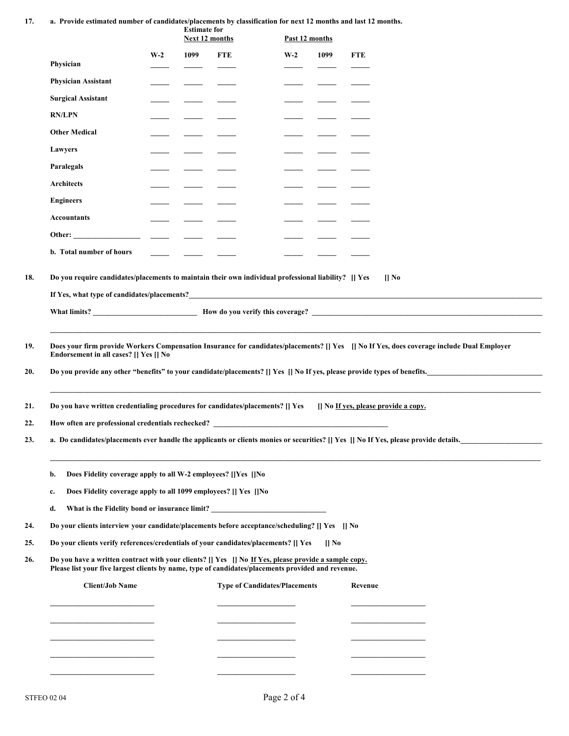**17. a. Provide estimated number of candidates/placements by classification for next 12 months and last 12 months.**

| | Estimate for Next 12 months | | | Past 12 months | | |
|---|---|---|---|---|---|---|
| | **W-2** | **1099** | **FTE** | **W-2** | **1099** | **FTE** |
| **Physician** | _____ | _____ | _____ | _____ | _____ | _____ |
| **Physician Assistant** | _____ | _____ | _____ | _____ | _____ | _____ |
| **Surgical Assistant** | _____ | _____ | _____ | _____ | _____ | _____ |
| **RN/LPN** | _____ | _____ | _____ | _____ | _____ | _____ |
| **Other Medical** | _____ | _____ | _____ | _____ | _____ | _____ |
| **Lawyers** | _____ | _____ | _____ | _____ | _____ | _____ |
| **Paralegals** | _____ | _____ | _____ | _____ | _____ | _____ |
| **Architects** | _____ | _____ | _____ | _____ | _____ | _____ |
| **Engineers** | _____ | _____ | _____ | _____ | _____ | _____ |
| **Accountants** | _____ | _____ | _____ | _____ | _____ | _____ |
| **Other: __________________** | _____ | _____ | _____ | _____ | _____ | _____ |
| **b. Total number of hours** | _____ | _____ | _____ | _____ | _____ | _____ |

**18. Do you require candidates/placements to maintain their own individual professional liability? [] Yes [] No**

**If Yes, what type of candidates/placements?**____________________________________________________________

**What limits?** ____________________________ **How do you verify this coverage?** ____________________________________________

______________________________________________________________________________________________________

**19. Does your firm provide Workers Compensation Insurance for candidates/placements? [] Yes [] No If Yes, does coverage include Dual Employer Endorsement in all cases? [] Yes [] No**

**20. Do you provide any other "benefits" to your candidate/placements? [] Yes [] No If yes, please provide types of benefits.**______________________________

______________________________________________________________________________________________________

**21. Do you have written credentialing procedures for candidates/placements? [] Yes [] No <u>If yes, please provide a copy.</u>**

**22. How often are professional credentials rechecked?** ________________________________________________

**23. a. Do candidates/placements ever handle the applicants or clients monies or securities? [] Yes [] No If Yes, please provide details.**_____________________

______________________________________________________________________________________________________

**b. Does Fidelity coverage apply to all W-2 employees? []Yes []No**

**c. Does Fidelity coverage apply to all 1099 employees? [] Yes []No**

**d. What is the Fidelity bond or insurance limit?** ________________________________

**24. Do your clients interview your candidate/placements before acceptance/scheduling? [] Yes [] No**

**25. Do your clients verify references/credentials of your candidates/placements? [] Yes [] No**

**26. Do you have a written contract with your clients? [] Yes [] No <u>If Yes, please provide a sample copy.</u>**
**Please list your five largest clients by name, type of candidates/placements provided and revenue.**

| Client/Job Name | Type of Candidates/Placements | Revenue |
|---|---|---|
| ____________________________ | ____________________ | ____________________ |
| ____________________________ | ____________________ | ____________________ |
| ____________________________ | ____________________ | ____________________ |
| ____________________________ | ____________________ | ____________________ |
| ____________________________ | ____________________ | ____________________ |

STFEO 02 04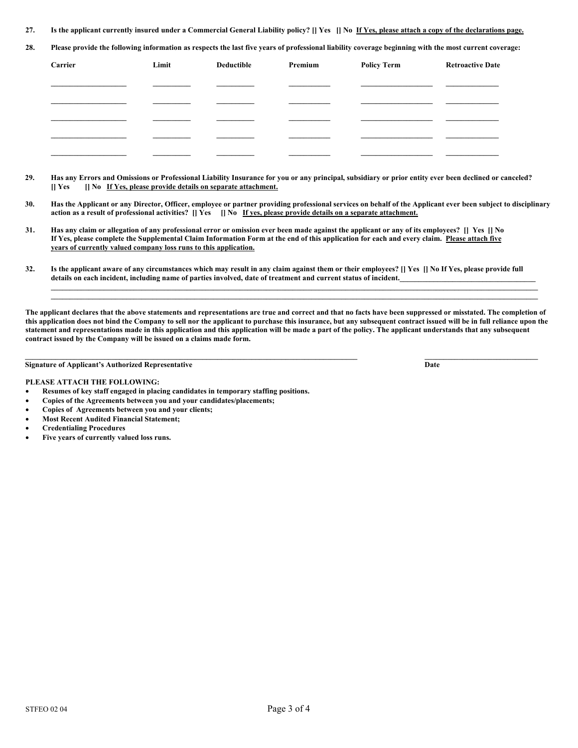**27. Is the applicant currently insured under a Commercial General Liability policy? [] Yes [] No <u>If Yes, please attach a copy of the declarations page.</u>**

**28. Please provide the following information as respects the last five years of professional liability coverage beginning with the most current coverage:**

| Carrier | Limit | Deductible | Premium | Policy Term | Retroactive Date |
|---|---|---|---|---|---|
| | | | | | |
| | | | | | |
| | | | | | |
| | | | | | |
| | | | | | |

**29. Has any Errors and Omissions or Professional Liability Insurance for you or any principal, subsidiary or prior entity ever been declined or canceled? [] Yes [] No <u>If Yes, please provide details on separate attachment.</u>**

**30. Has the Applicant or any Director, Officer, employee or partner providing professional services on behalf of the Applicant ever been subject to disciplinary action as a result of professional activities? [] Yes [] No <u>If yes, please provide details on a separate attachment.</u>**

**31. Has any claim or allegation of any professional error or omission ever been made against the applicant or any of its employees? [] Yes [] No If Yes, please complete the Supplemental Claim Information Form at the end of this application for each and every claim. <u>Please attach five years of currently valued company loss runs to this application.</u>**

**32. Is the applicant aware of any circumstances which may result in any claim against them or their employees? [] Yes [] No If Yes, please provide full details on each incident, including name of parties involved, date of treatment and current status of incident.**\_\_\_\_\_\_\_\_\_\_\_\_\_\_\_\_\_\_\_\_\_\_\_\_\_\_\_\_\_\_\_\_\_\_\_\_

\_\_\_\_\_\_\_\_\_\_\_\_\_\_\_\_\_\_\_\_\_\_\_\_\_\_\_\_\_\_\_\_\_\_\_\_\_\_\_\_\_\_\_\_\_\_\_\_\_\_\_\_\_\_\_\_\_\_\_\_\_\_\_\_\_\_\_\_\_\_\_\_\_\_\_\_\_\_

\_\_\_\_\_\_\_\_\_\_\_\_\_\_\_\_\_\_\_\_\_\_\_\_\_\_\_\_\_\_\_\_\_\_\_\_\_\_\_\_\_\_\_\_\_\_\_\_\_\_\_\_\_\_\_\_\_\_\_\_\_\_\_\_\_\_\_\_\_\_\_\_\_\_\_\_\_\_

**The applicant declares that the above statements and representations are true and correct and that no facts have been suppressed or misstated. The completion of this application does not bind the Company to sell nor the applicant to purchase this insurance, but any subsequent contract issued will be in full reliance upon the statement and representations made in this application and this application will be made a part of the policy. The applicant understands that any subsequent contract issued by the Company will be issued on a claims made form.**

\_\_\_\_\_\_\_\_\_\_\_\_\_\_\_\_\_\_\_\_\_\_\_\_\_\_\_\_\_\_\_\_\_\_\_\_\_\_\_\_\_\_\_\_\_\_\_\_ \_\_\_\_\_\_\_\_\_\_\_\_\_\_\_\_\_\_\_\_

**Signature of Applicant's Authorized Representative** **Date**

**PLEASE ATTACH THE FOLLOWING:**

- **Resumes of key staff engaged in placing candidates in temporary staffing positions.**
- **Copies of the Agreements between you and your candidates/placements;**
- **Copies of Agreements between you and your clients;**
- **Most Recent Audited Financial Statement;**
- **Credentialing Procedures**
- **Five years of currently valued loss runs.**

STFEO 02 04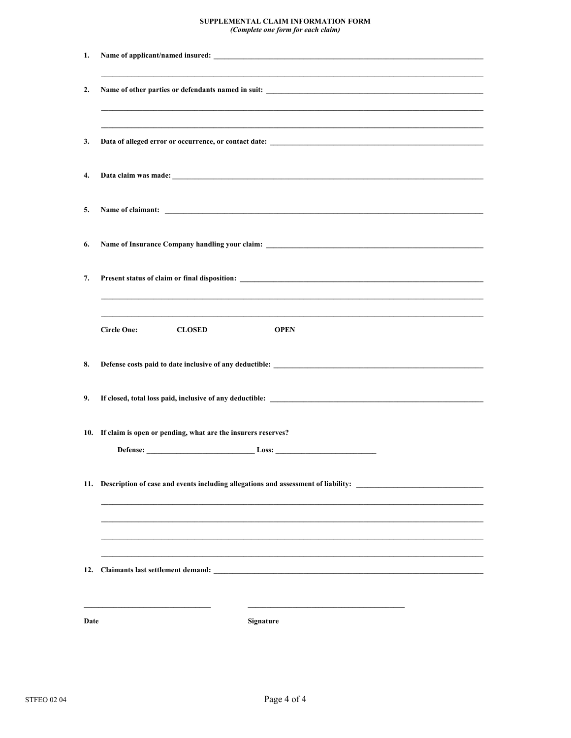**SUPPLEMENTAL CLAIM INFORMATION FORM**
***(Complete one form for each claim)***

1. **Name of applicant/named insured:** ______________________________________________

   ______________________________________________

2. **Name of other parties or defendants named in suit:** ______________________________________________

   ______________________________________________

   ______________________________________________

3. **Data of alleged error or occurrence, or contact date:** ______________________________________________

4. **Data claim was made:** ______________________________________________

5. **Name of claimant:** ______________________________________________

6. **Name of Insurance Company handling your claim:** ______________________________________________

7. **Present status of claim or final disposition:** ______________________________________________

   ______________________________________________

   ______________________________________________

   **Circle One:** **CLOSED** **OPEN**

8. **Defense costs paid to date inclusive of any deductible:** ______________________________________________

9. **If closed, total loss paid, inclusive of any deductible:** ______________________________________________

10. **If claim is open or pending, what are the insurers reserves?**

    **Defense:** ____________________________ **Loss:** ____________________________

11. **Description of case and events including allegations and assessment of liability:** ______________________________________________

    ______________________________________________

    ______________________________________________

    ______________________________________________

    ______________________________________________

12. **Claimants last settlement demand:** ______________________________________________

________________________________ ________________________________

**Date** **Signature**

STFEO 02 04